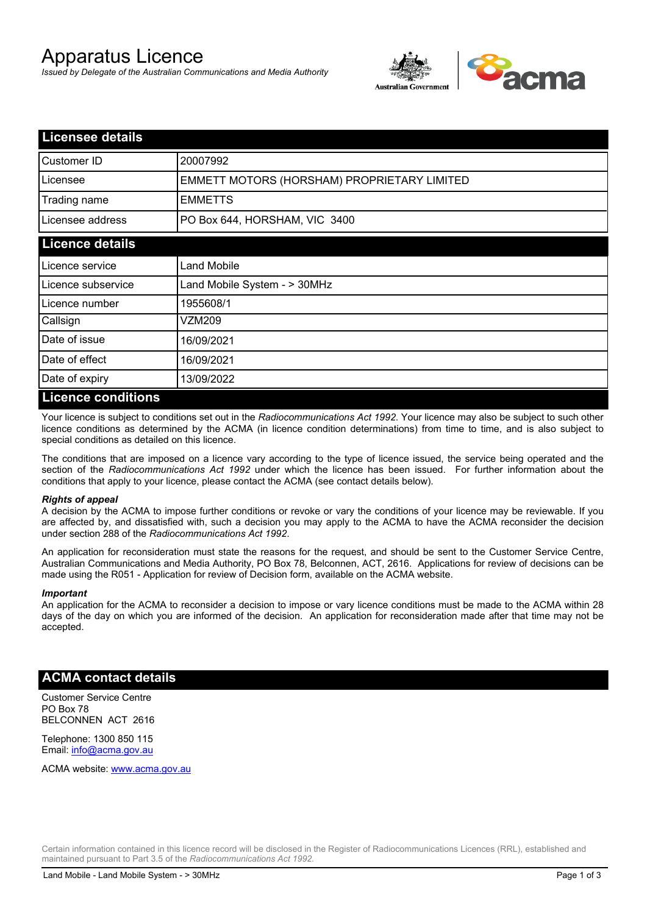# Apparatus Licence

*Issued by Delegate of the Australian Communications and Media Authority*

## Licensee details

| | |
|---|---|
| Customer ID | 20007992 |
| Licensee | EMMETT MOTORS (HORSHAM) PROPRIETARY LIMITED |
| Trading name | EMMETTS |
| Licensee address | PO Box 644, HORSHAM, VIC 3400 |

## Licence details

| | |
|---|---|
| Licence service | Land Mobile |
| Licence subservice | Land Mobile System - > 30MHz |
| Licence number | 1955608/1 |
| Callsign | VZM209 |
| Date of issue | 16/09/2021 |
| Date of effect | 16/09/2021 |
| Date of expiry | 13/09/2022 |

## Licence conditions

Your licence is subject to conditions set out in the *Radiocommunications Act 1992*. Your licence may also be subject to such other licence conditions as determined by the ACMA (in licence condition determinations) from time to time, and is also subject to special conditions as detailed on this licence.

The conditions that are imposed on a licence vary according to the type of licence issued, the service being operated and the section of the *Radiocommunications Act 1992* under which the licence has been issued. For further information about the conditions that apply to your licence, please contact the ACMA (see contact details below).

### *Rights of appeal*

A decision by the ACMA to impose further conditions or revoke or vary the conditions of your licence may be reviewable. If you are affected by, and dissatisfied with, such a decision you may apply to the ACMA to have the ACMA reconsider the decision under section 288 of the *Radiocommunications Act 1992*.

An application for reconsideration must state the reasons for the request, and should be sent to the Customer Service Centre, Australian Communications and Media Authority, PO Box 78, Belconnen, ACT, 2616. Applications for review of decisions can be made using the R051 - Application for review of Decision form, available on the ACMA website.

### *Important*

An application for the ACMA to reconsider a decision to impose or vary licence conditions must be made to the ACMA within 28 days of the day on which you are informed of the decision. An application for reconsideration made after that time may not be accepted.

## ACMA contact details

Customer Service Centre
PO Box 78
BELCONNEN ACT 2616

Telephone: 1300 850 115
Email: info@acma.gov.au

ACMA website: www.acma.gov.au

Certain information contained in this licence record will be disclosed in the Register of Radiocommunications Licences (RRL), established and maintained pursuant to Part 3.5 of the *Radiocommunications Act 1992.*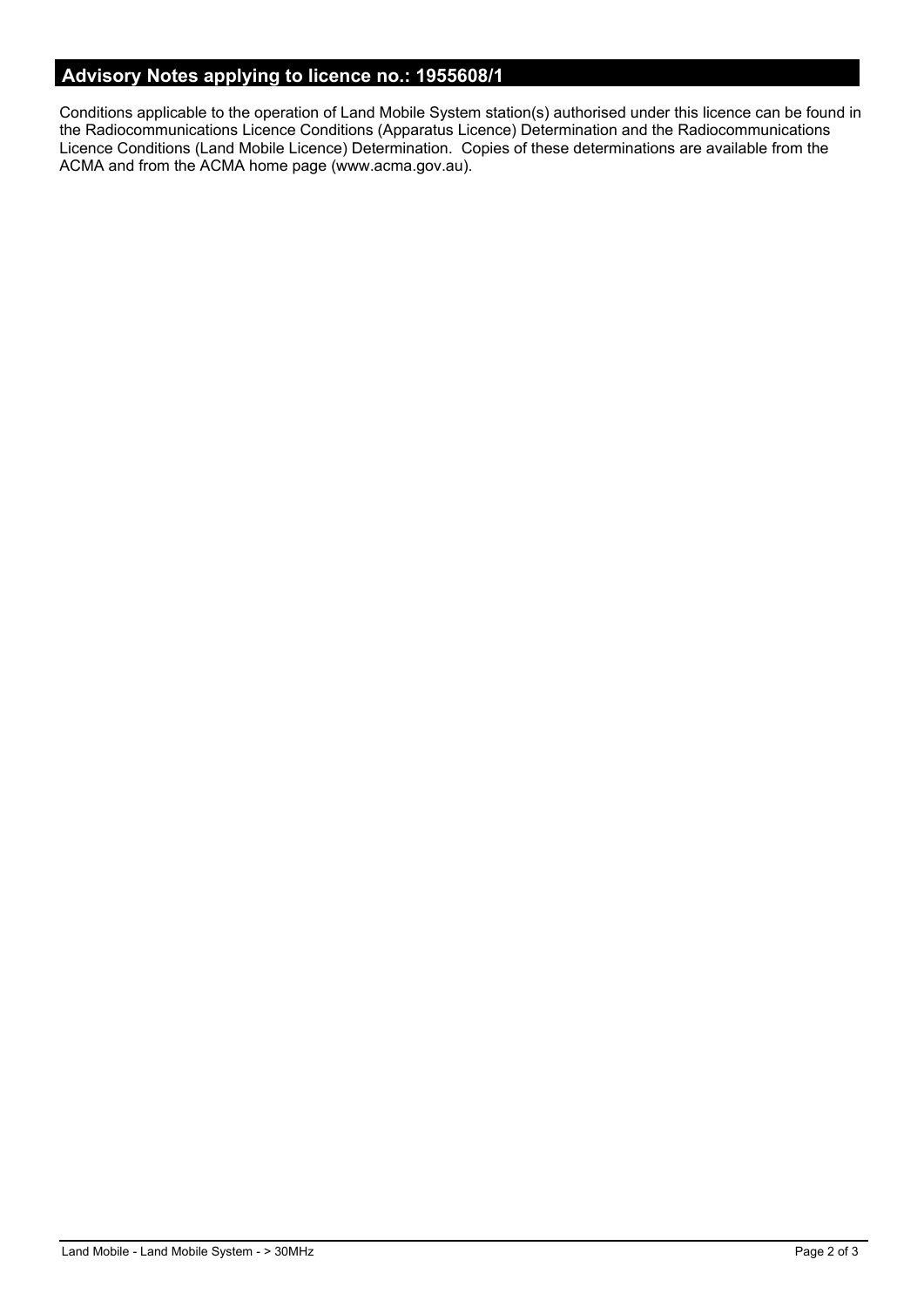## Advisory Notes applying to licence no.: 1955608/1

Conditions applicable to the operation of Land Mobile System station(s) authorised under this licence can be found in the Radiocommunications Licence Conditions (Apparatus Licence) Determination and the Radiocommunications Licence Conditions (Land Mobile Licence) Determination. Copies of these determinations are available from the ACMA and from the ACMA home page (www.acma.gov.au).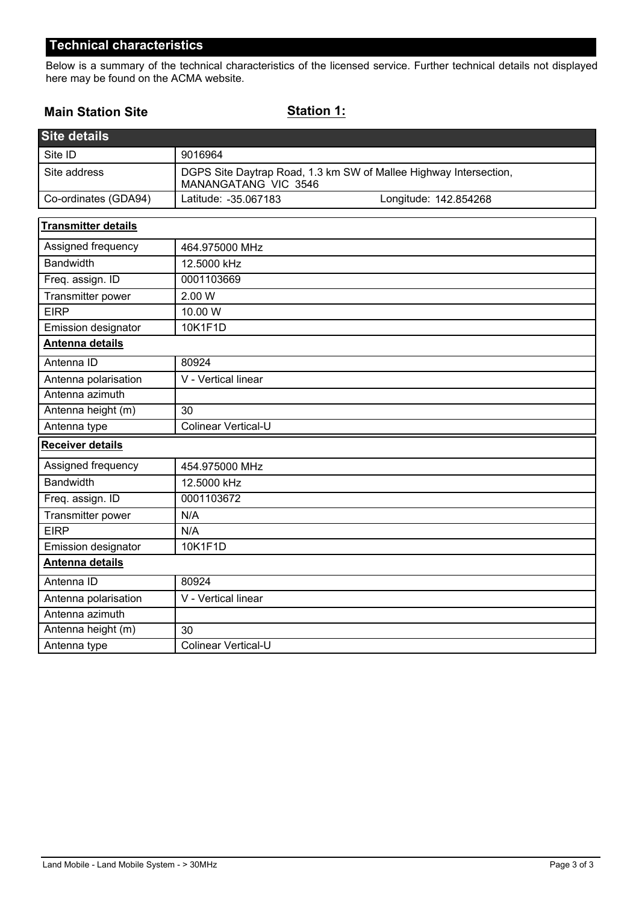## Technical characteristics

Below is a summary of the technical characteristics of the licensed service. Further technical details not displayed here may be found on the ACMA website.

**Main Station Site** **Station 1:**

| Site details | |
|---|---|
| Site ID | 9016964 |
| Site address | DGPS Site Daytrap Road, 1.3 km SW of Mallee Highway Intersection, MANANGATANG VIC 3546 |
| Co-ordinates (GDA94) | Latitude: -35.067183 Longitude: 142.854268 |

| Transmitter details | |
|---|---|
| Assigned frequency | 464.975000 MHz |
| Bandwidth | 12.5000 kHz |
| Freq. assign. ID | 0001103669 |
| Transmitter power | 2.00 W |
| EIRP | 10.00 W |
| Emission designator | 10K1F1D |
| **Antenna details** | |
| Antenna ID | 80924 |
| Antenna polarisation | V - Vertical linear |
| Antenna azimuth | |
| Antenna height (m) | 30 |
| Antenna type | Colinear Vertical-U |

| Receiver details | |
|---|---|
| Assigned frequency | 454.975000 MHz |
| Bandwidth | 12.5000 kHz |
| Freq. assign. ID | 0001103672 |
| Transmitter power | N/A |
| EIRP | N/A |
| Emission designator | 10K1F1D |
| **Antenna details** | |
| Antenna ID | 80924 |
| Antenna polarisation | V - Vertical linear |
| Antenna azimuth | |
| Antenna height (m) | 30 |
| Antenna type | Colinear Vertical-U |